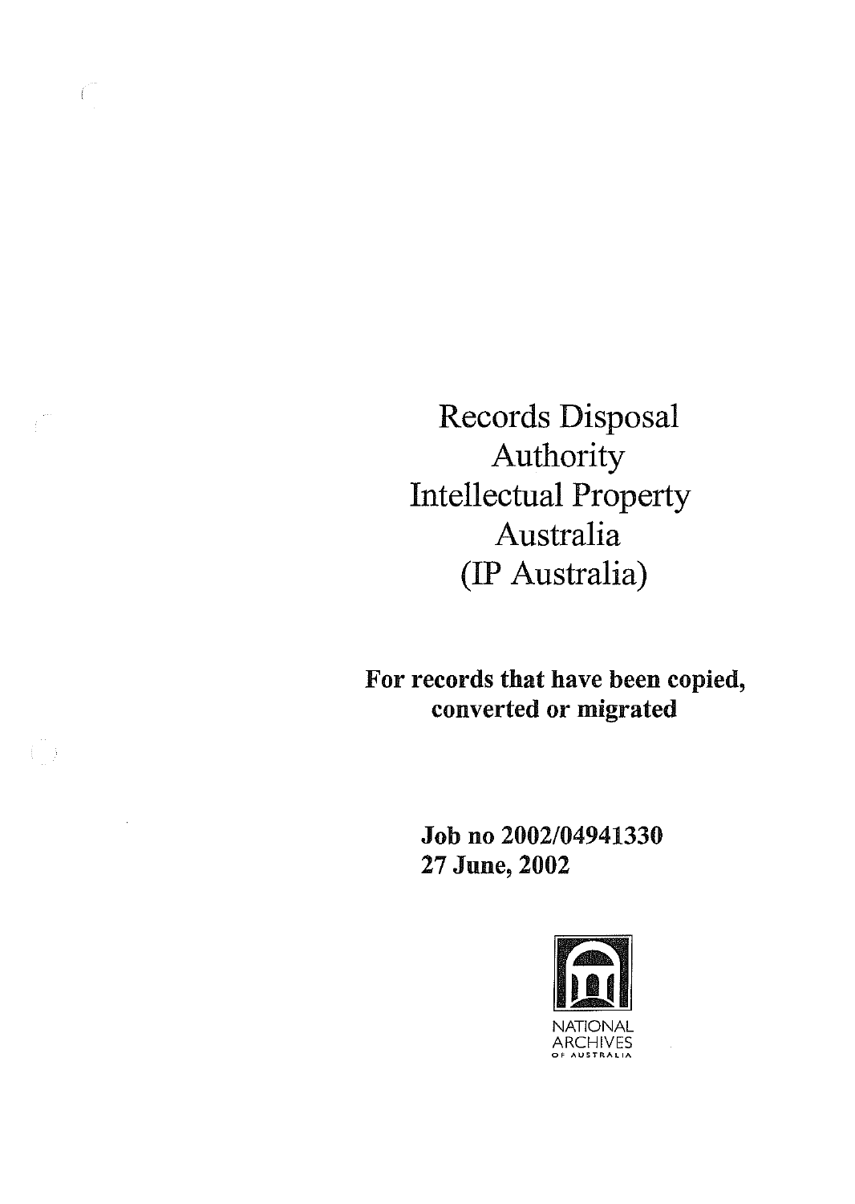# Records Disposal Authority Intellectual Property Australia (IP Australia)

**For records that have been copied, converted or migrated**

**Job no 2002/04941330**
**27 June, 2002**

NATIONAL ARCHIVES OF AUSTRALIA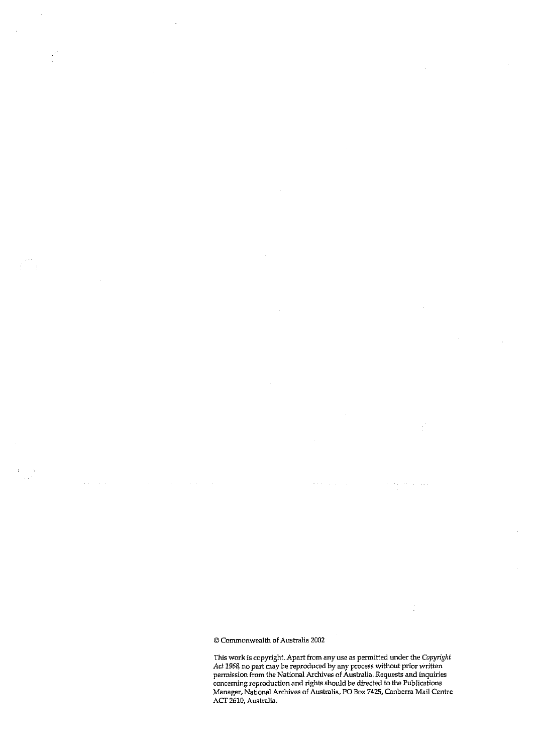© Commonwealth of Australia 2002

This work is copyright. Apart from any use as permitted under the *Copyright Act 1968*, no part may be reproduced by any process without prior written permission from the National Archives of Australia. Requests and inquiries concerning reproduction and rights should be directed to the Publications Manager, National Archives of Australia, PO Box 7425, Canberra Mail Centre ACT 2610, Australia.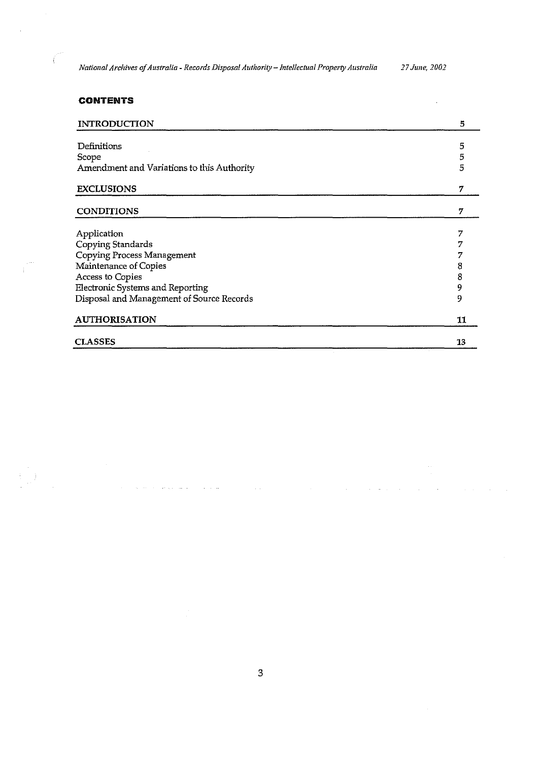**CONTENTS**

| | |
|---|---|
| **INTRODUCTION** | **5** |
| Definitions | 5 |
| Scope | 5 |
| Amendment and Variations to this Authority | 5 |
| **EXCLUSIONS** | **7** |
| **CONDITIONS** | **7** |
| Application | 7 |
| Copying Standards | 7 |
| Copying Process Management | 7 |
| Maintenance of Copies | 8 |
| Access to Copies | 8 |
| Electronic Systems and Reporting | 9 |
| Disposal and Management of Source Records | 9 |
| **AUTHORISATION** | **11** |
| **CLASSES** | **13** |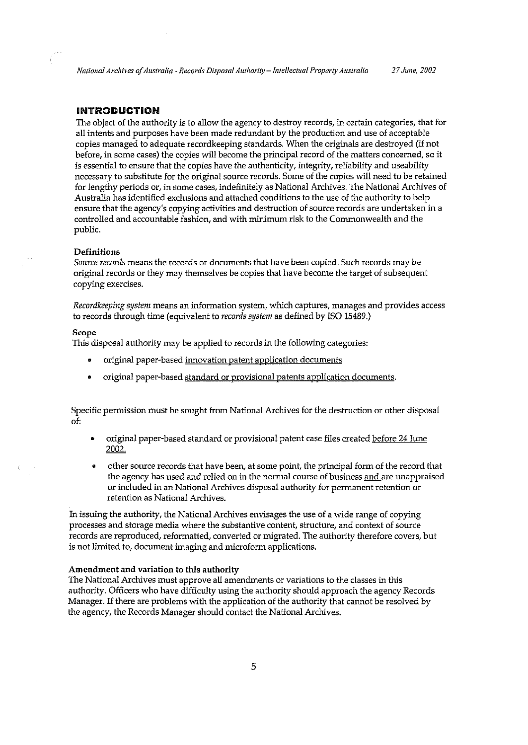## INTRODUCTION

The object of the authority is to allow the agency to destroy records, in certain categories, that for all intents and purposes have been made redundant by the production and use of acceptable copies managed to adequate recordkeeping standards. When the originals are destroyed (if not before, in some cases) the copies will become the principal record of the matters concerned, so it is essential to ensure that the copies have the authenticity, integrity, reliability and useability necessary to substitute for the original source records. Some of the copies will need to be retained for lengthy periods or, in some cases, indefinitely as National Archives. The National Archives of Australia has identified exclusions and attached conditions to the use of the authority to help ensure that the agency's copying activities and destruction of source records are undertaken in a controlled and accountable fashion, and with minimum risk to the Commonwealth and the public.

### Definitions

*Source records* means the records or documents that have been copied. Such records may be original records or they may themselves be copies that have become the target of subsequent copying exercises.

*Recordkeeping system* means an information system, which captures, manages and provides access to records through time (equivalent to *records system* as defined by ISO 15489.)

### Scope

This disposal authority may be applied to records in the following categories:

- original paper-based <u>innovation patent application documents</u>
- original paper-based <u>standard or provisional patents application documents</u>.

Specific permission must be sought from National Archives for the destruction or other disposal of:

- original paper-based standard or provisional patent case files created <u>before 24 June 2002.</u>
- other source records that have been, at some point, the principal form of the record that the agency has used and relied on in the normal course of business <u>and</u> are unappraised or included in an National Archives disposal authority for permanent retention or retention as National Archives.

In issuing the authority, the National Archives envisages the use of a wide range of copying processes and storage media where the substantive content, structure, and context of source records are reproduced, reformatted, converted or migrated. The authority therefore covers, but is not limited to, document imaging and microform applications.

### Amendment and variation to this authority

The National Archives must approve all amendments or variations to the classes in this authority. Officers who have difficulty using the authority should approach the agency Records Manager. If there are problems with the application of the authority that cannot be resolved by the agency, the Records Manager should contact the National Archives.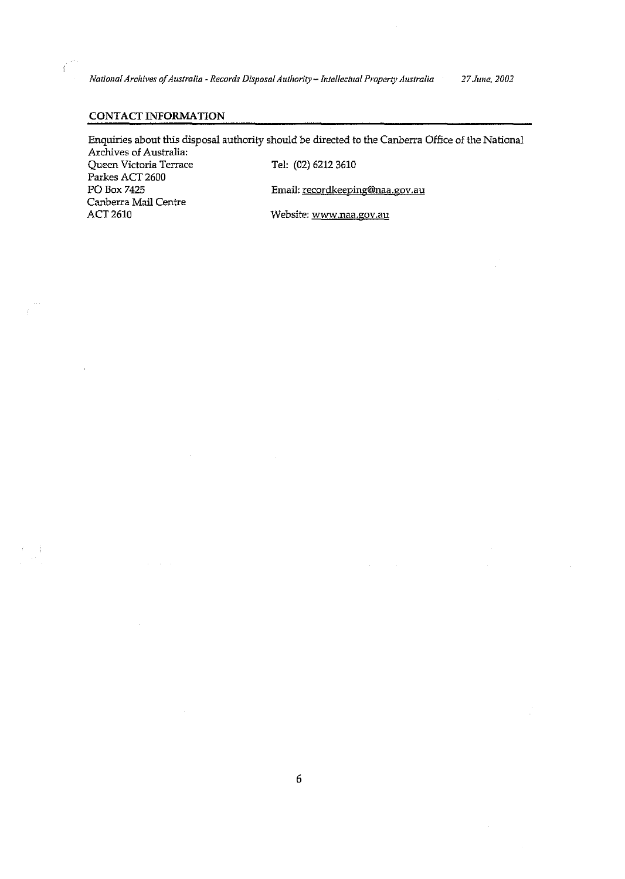## CONTACT INFORMATION

Enquiries about this disposal authority should be directed to the Canberra Office of the National Archives of Australia:

Queen Victoria Terrace
Parkes ACT 2600
PO Box 7425
Canberra Mail Centre
ACT 2610

Tel: (02) 6212 3610

Email: recordkeeping@naa.gov.au

Website: www.naa.gov.au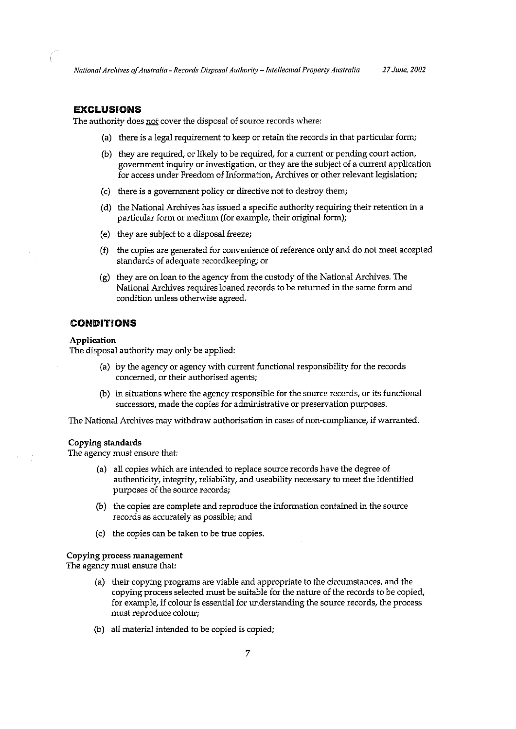## EXCLUSIONS

The authority does not cover the disposal of source records where:

(a) there is a legal requirement to keep or retain the records in that particular form;

(b) they are required, or likely to be required, for a current or pending court action, government inquiry or investigation, or they are the subject of a current application for access under Freedom of Information, Archives or other relevant legislation;

(c) there is a government policy or directive not to destroy them;

(d) the National Archives has issued a specific authority requiring their retention in a particular form or medium (for example, their original form);

(e) they are subject to a disposal freeze;

(f) the copies are generated for convenience of reference only and do not meet accepted standards of adequate recordkeeping; or

(g) they are on loan to the agency from the custody of the National Archives. The National Archives requires loaned records to be returned in the same form and condition unless otherwise agreed.

## CONDITIONS

### Application

The disposal authority may only be applied:

(a) by the agency or agency with current functional responsibility for the records concerned, or their authorised agents;

(b) in situations where the agency responsible for the source records, or its functional successors, made the copies for administrative or preservation purposes.

The National Archives may withdraw authorisation in cases of non-compliance, if warranted.

### Copying standards

The agency must ensure that:

(a) all copies which are intended to replace source records have the degree of authenticity, integrity, reliability, and useability necessary to meet the identified purposes of the source records;

(b) the copies are complete and reproduce the information contained in the source records as accurately as possible; and

(c) the copies can be taken to be true copies.

### Copying process management

The agency must ensure that:

(a) their copying programs are viable and appropriate to the circumstances, and the copying process selected must be suitable for the nature of the records to be copied, for example, if colour is essential for understanding the source records, the process must reproduce colour;

(b) all material intended to be copied is copied;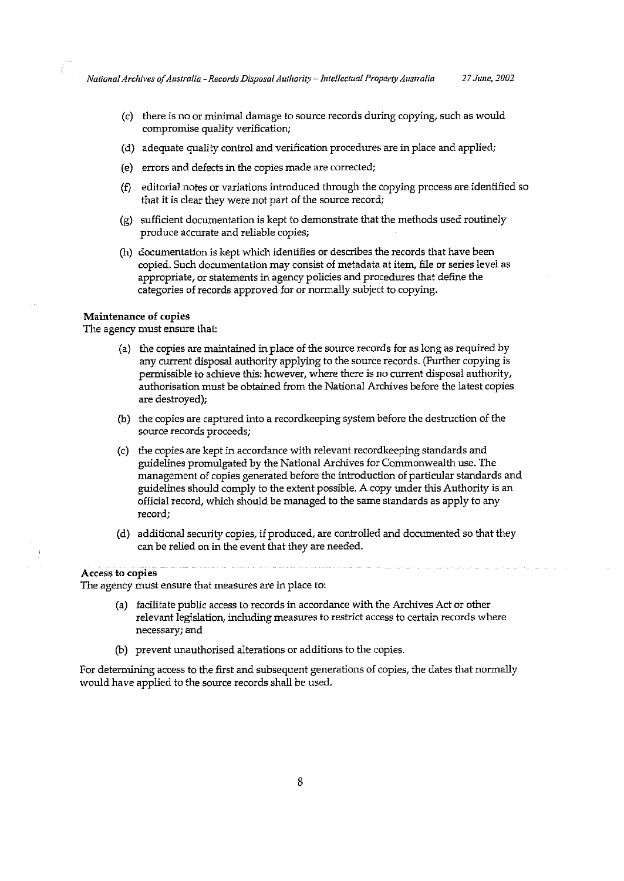- (c) there is no or minimal damage to source records during copying, such as would compromise quality verification;
- (d) adequate quality control and verification procedures are in place and applied;
- (e) errors and defects in the copies made are corrected;
- (f) editorial notes or variations introduced through the copying process are identified so that it is clear they were not part of the source record;
- (g) sufficient documentation is kept to demonstrate that the methods used routinely produce accurate and reliable copies;
- (h) documentation is kept which identifies or describes the records that have been copied. Such documentation may consist of metadata at item, file or series level as appropriate, or statements in agency policies and procedures that define the categories of records approved for or normally subject to copying.

**Maintenance of copies**

The agency must ensure that:

- (a) the copies are maintained in place of the source records for as long as required by any current disposal authority applying to the source records. (Further copying is permissible to achieve this: however, where there is no current disposal authority, authorisation must be obtained from the National Archives before the latest copies are destroyed);
- (b) the copies are captured into a recordkeeping system before the destruction of the source records proceeds;
- (c) the copies are kept in accordance with relevant recordkeeping standards and guidelines promulgated by the National Archives for Commonwealth use. The management of copies generated before the introduction of particular standards and guidelines should comply to the extent possible. A copy under this Authority is an official record, which should be managed to the same standards as apply to any record;
- (d) additional security copies, if produced, are controlled and documented so that they can be relied on in the event that they are needed.

**Access to copies**

The agency must ensure that measures are in place to:

- (a) facilitate public access to records in accordance with the Archives Act or other relevant legislation, including measures to restrict access to certain records where necessary; and
- (b) prevent unauthorised alterations or additions to the copies.

For determining access to the first and subsequent generations of copies, the dates that normally would have applied to the source records shall be used.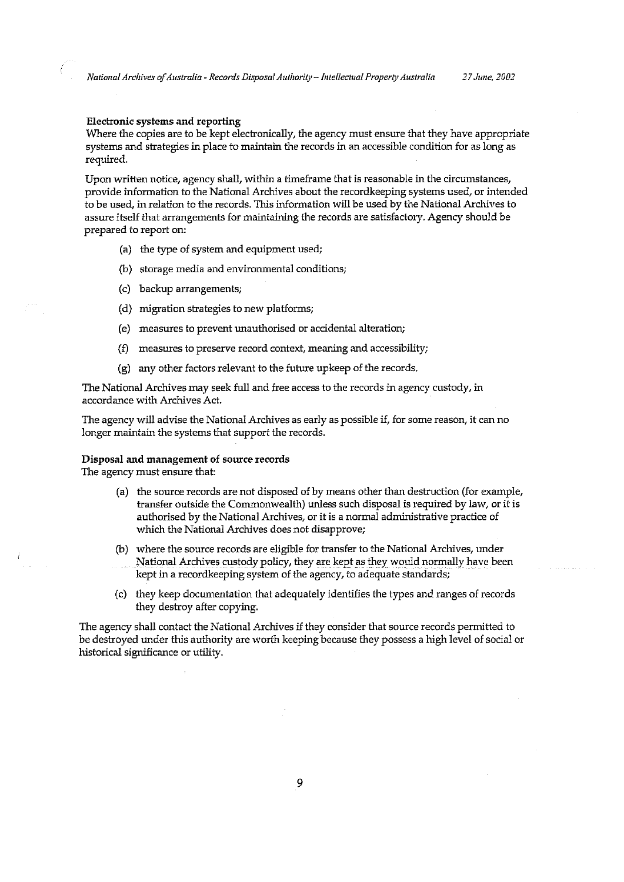**Electronic systems and reporting**
Where the copies are to be kept electronically, the agency must ensure that they have appropriate systems and strategies in place to maintain the records in an accessible condition for as long as required.

Upon written notice, agency shall, within a timeframe that is reasonable in the circumstances, provide information to the National Archives about the recordkeeping systems used, or intended to be used, in relation to the records. This information will be used by the National Archives to assure itself that arrangements for maintaining the records are satisfactory. Agency should be prepared to report on:

(a) the type of system and equipment used;

(b) storage media and environmental conditions;

(c) backup arrangements;

(d) migration strategies to new platforms;

(e) measures to prevent unauthorised or accidental alteration;

(f) measures to preserve record context, meaning and accessibility;

(g) any other factors relevant to the future upkeep of the records.

The National Archives may seek full and free access to the records in agency custody, in accordance with Archives Act.

The agency will advise the National Archives as early as possible if, for some reason, it can no longer maintain the systems that support the records.

**Disposal and management of source records**
The agency must ensure that:

(a) the source records are not disposed of by means other than destruction (for example, transfer outside the Commonwealth) unless such disposal is required by law, or it is authorised by the National Archives, or it is a normal administrative practice of which the National Archives does not disapprove;

(b) where the source records are eligible for transfer to the National Archives, under National Archives custody policy, they are kept as they would normally have been kept in a recordkeeping system of the agency, to adequate standards;

(c) they keep documentation that adequately identifies the types and ranges of records they destroy after copying.

The agency shall contact the National Archives if they consider that source records permitted to be destroyed under this authority are worth keeping because they possess a high level of social or historical significance or utility.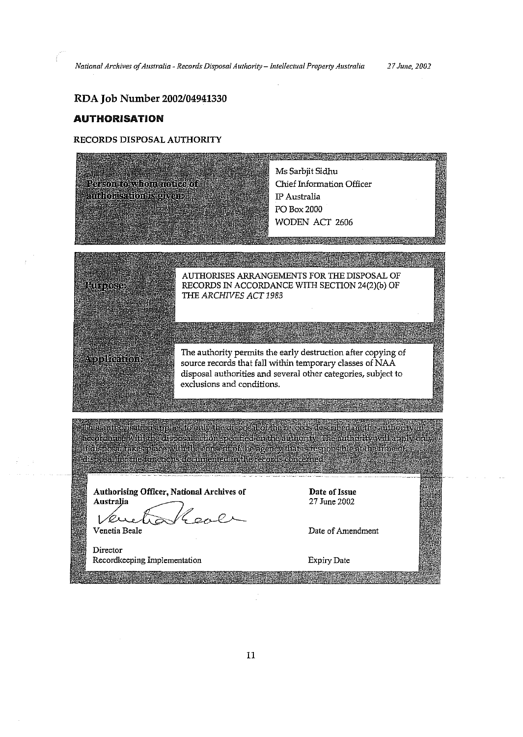## RDA Job Number 2002/04941330

### AUTHORISATION

RECORDS DISPOSAL AUTHORITY

| | |
|---|---|
| **Person to whom notice of authorisation is given:** | Ms Sarbjit Sidhu<br>Chief Information Officer<br>IP Australia<br>PO Box 2000<br>WODEN ACT 2606 |

| | |
|---|---|
| **Purpose:** | AUTHORISES ARRANGEMENTS FOR THE DISPOSAL OF RECORDS IN ACCORDANCE WITH SECTION 24(2)(b) OF THE *ARCHIVES ACT 1983* |

| | |
|---|---|
| **Application:** | The authority permits the early destruction after copying of source records that fall within temporary classes of NAA disposal authorities and several other categories, subject to exclusions and conditions. |

This authorisation applies to only the disposal of the records described on the authority in accordance with the disposal action specified on the authority. The authority will apply only if disposal takes place with the consent of the agency that is responsible at the time of disposal for the functions documented in the records concerned.

| | |
|---|---|
| **Authorising Officer, National Archives of Australia** | **Date of Issue**<br>27 June 2002 |
| Venetia Beale | Date of Amendment |
| Director<br>Recordkeeping Implementation | Expiry Date |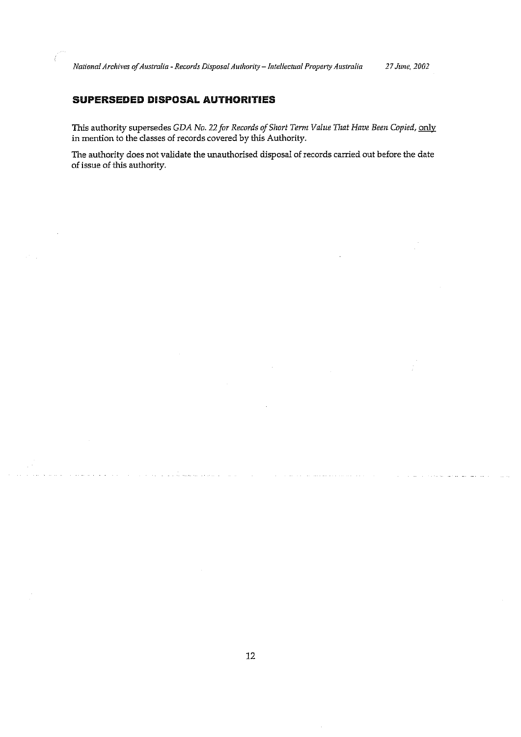## SUPERSEDED DISPOSAL AUTHORITIES

This authority supersedes *GDA No. 22 for Records of Short Term Value That Have Been Copied,* only in mention to the classes of records covered by this Authority.

The authority does not validate the unauthorised disposal of records carried out before the date of issue of this authority.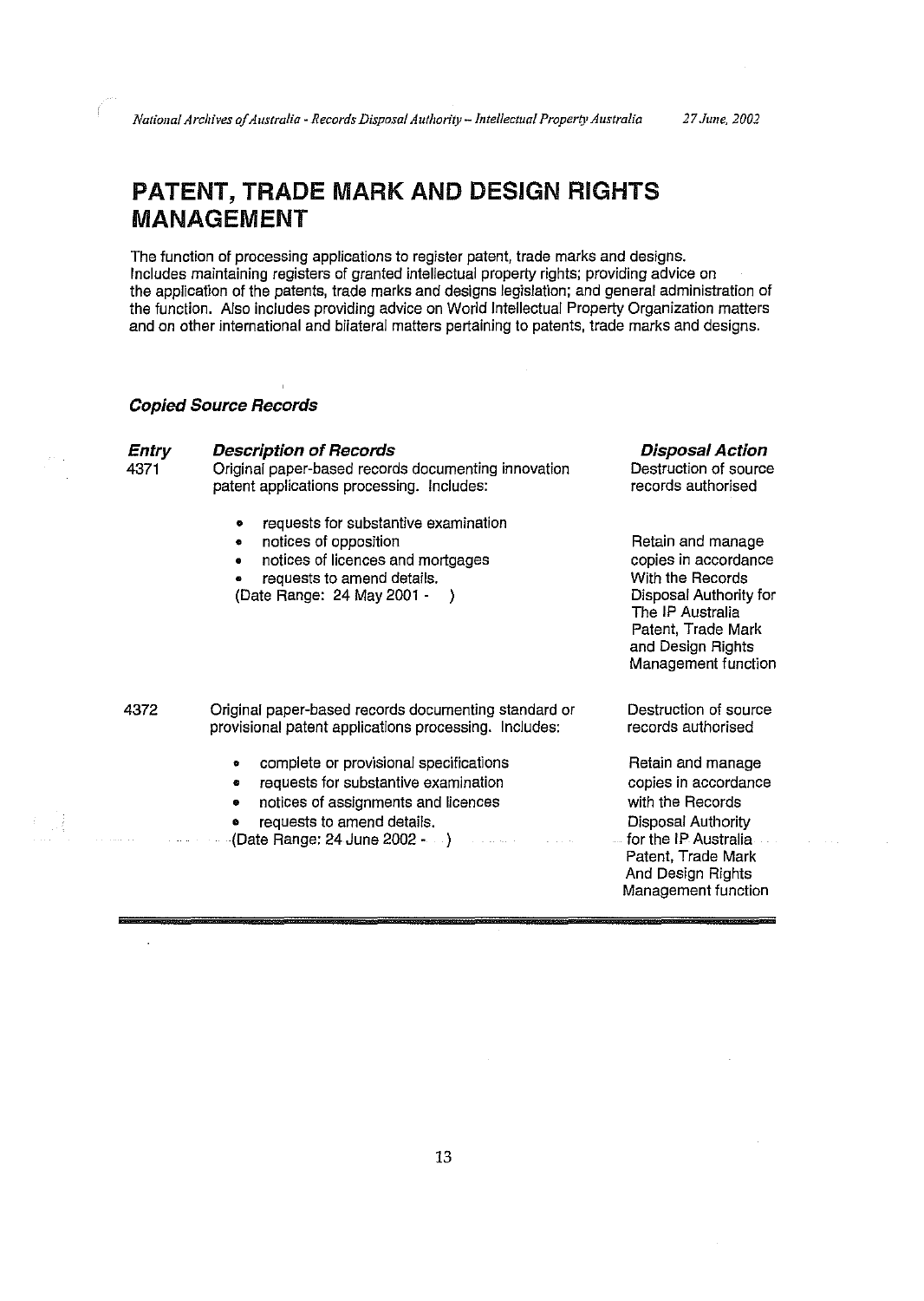# PATENT, TRADE MARK AND DESIGN RIGHTS MANAGEMENT

The function of processing applications to register patent, trade marks and designs. Includes maintaining registers of granted intellectual property rights; providing advice on the application of the patents, trade marks and designs legislation; and general administration of the function. Also includes providing advice on World Intellectual Property Organization matters and on other international and bilateral matters pertaining to patents, trade marks and designs.

### *Copied Source Records*

| *Entry* | *Description of Records* | *Disposal Action* |
|---|---|---|
| 4371 | Original paper-based records documenting innovation patent applications processing. Includes:<br>• requests for substantive examination<br>• notices of opposition<br>• notices of licences and mortgages<br>• requests to amend details.<br>(Date Range: 24 May 2001 - ) | Destruction of source records authorised<br><br>Retain and manage copies in accordance With the Records Disposal Authority for The IP Australia Patent, Trade Mark and Design Rights Management function |
| 4372 | Original paper-based records documenting standard or provisional patent applications processing. Includes:<br>• complete or provisional specifications<br>• requests for substantive examination<br>• notices of assignments and licences<br>• requests to amend details.<br>(Date Range: 24 June 2002 - ) | Destruction of source records authorised<br><br>Retain and manage copies in accordance with the Records Disposal Authority for the IP Australia Patent, Trade Mark And Design Rights Management function |